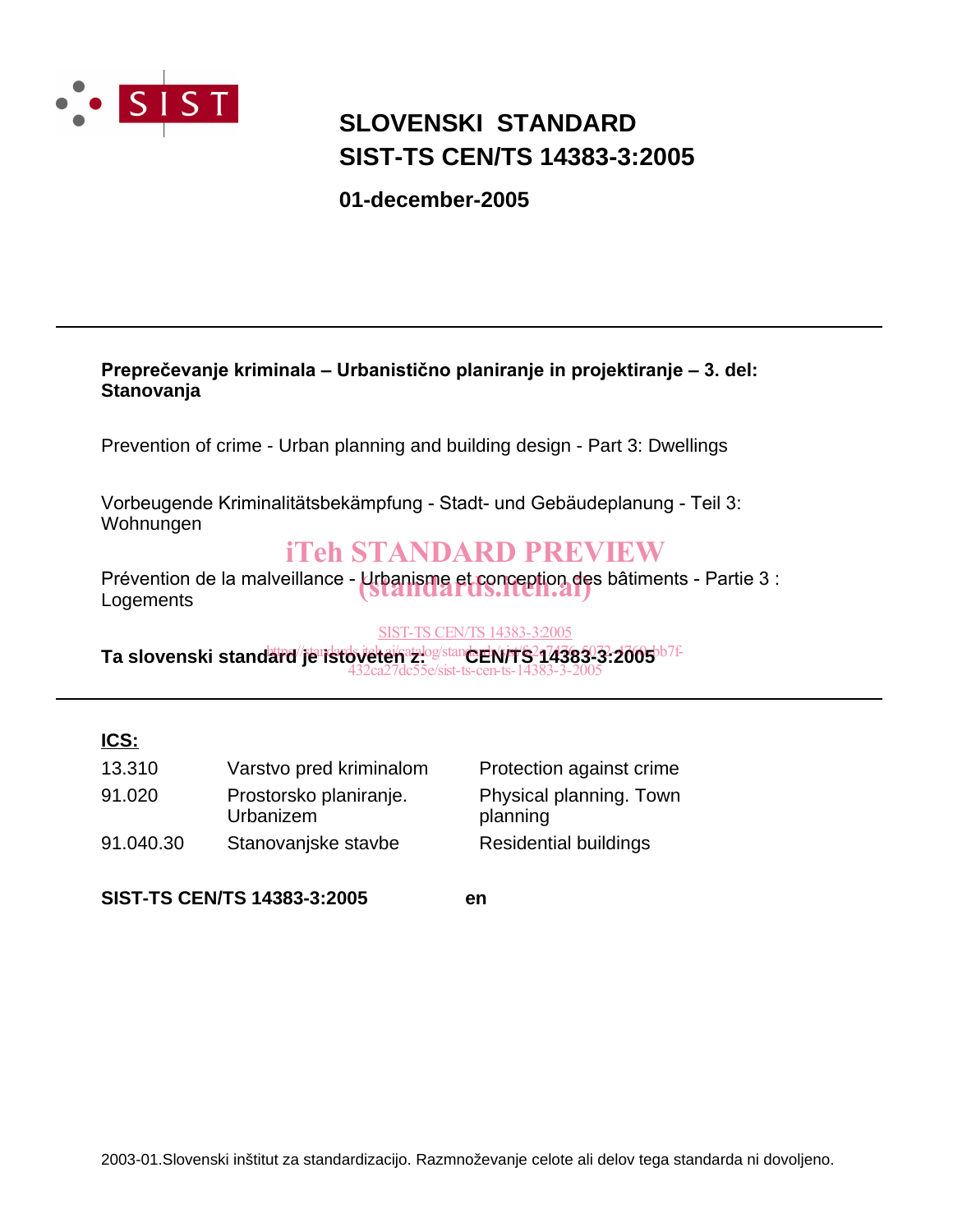# SLOVENSKI STANDARD
# SIST-TS CEN/TS 14383-3:2005

**01-december-2005**

---

**Preprečevanje kriminala – Urbanistično planiranje in projektiranje – 3. del: Stanovanja**

Prevention of crime - Urban planning and building design - Part 3: Dwellings

Vorbeugende Kriminalitätsbekämpfung - Stadt- und Gebäudeplanung - Teil 3: Wohnungen

iTeh STANDARD PREVIEW
(standards.iteh.ai)

Prévention de la malveillance - Urbanisme et conception des bâtiments - Partie 3 : Logements

SIST-TS CEN/TS 14383-3:2005
https://standards.iteh.ai/catalog/standards/sist/f82c7476-6072-4760-bb7f-432ca27dc55e/sist-ts-cen-ts-14383-3-2005

**Ta slovenski standard je istoveten z: CEN/TS 14383-3:2005**

---

**ICS:**

| | | |
|---|---|---|
| 13.310 | Varstvo pred kriminalom | Protection against crime |
| 91.020 | Prostorsko planiranje. Urbanizem | Physical planning. Town planning |
| 91.040.30 | Stanovanjske stavbe | Residential buildings |

**SIST-TS CEN/TS 14383-3:2005** **en**

2003-01.Slovenski inštitut za standardizacijo. Razmnoževanje celote ali delov tega standarda ni dovoljeno.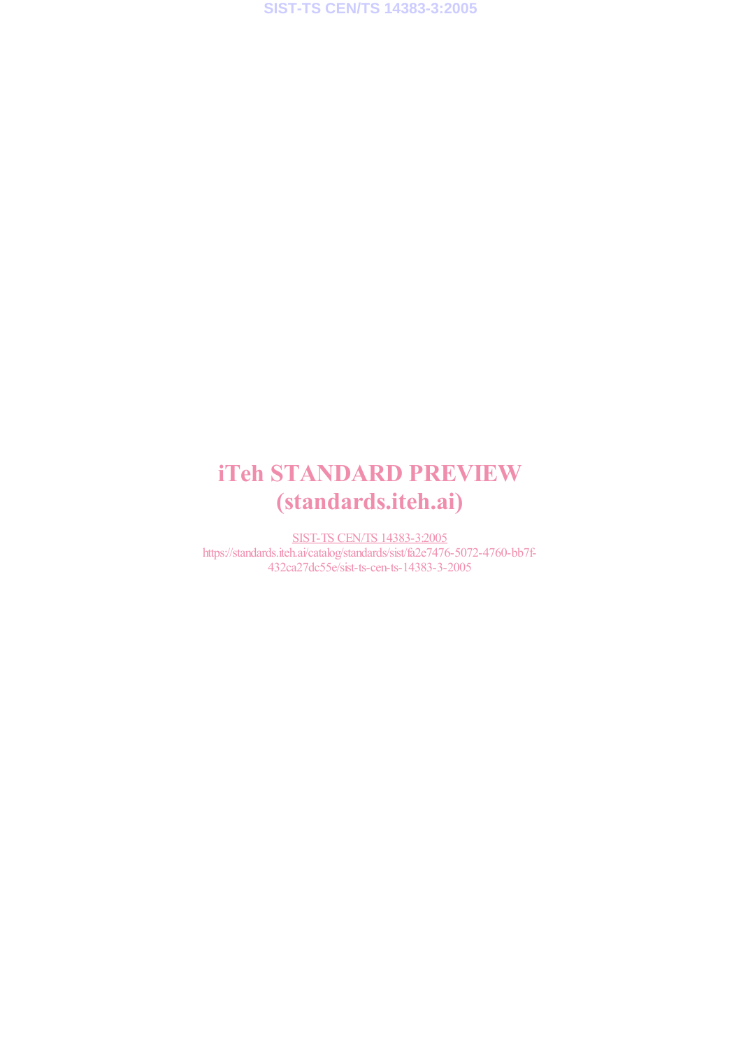iTeh STANDARD PREVIEW
(standards.iteh.ai)

SIST-TS CEN/TS 14383-3:2005
https://standards.iteh.ai/catalog/standards/sist/fa2e7476-5072-4760-bb7f-432ca27dc55e/sist-ts-cen-ts-14383-3-2005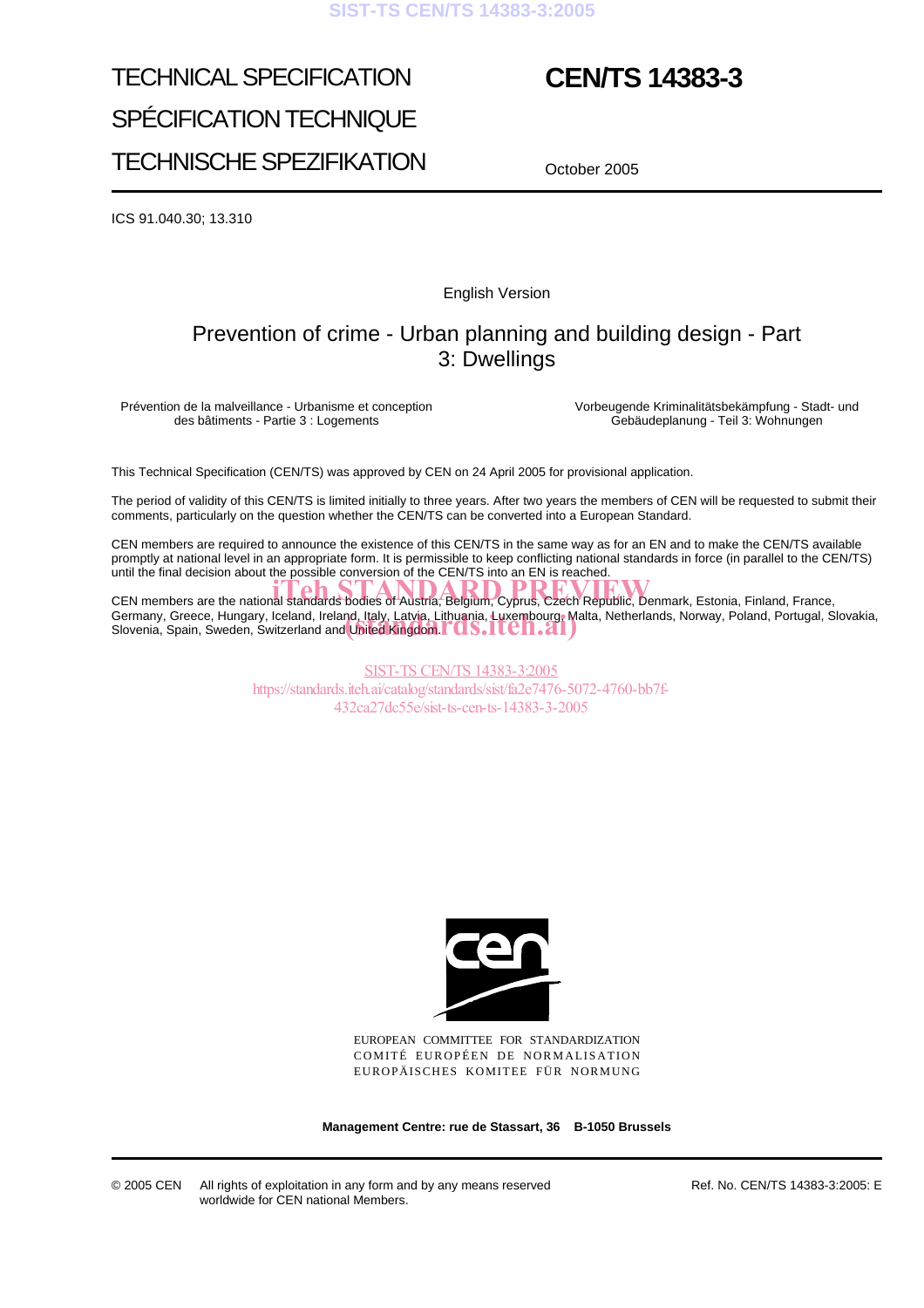TECHNICAL SPECIFICATION

SPÉCIFICATION TECHNIQUE

TECHNISCHE SPEZIFIKATION

# CEN/TS 14383-3

October 2005

ICS 91.040.30; 13.310

English Version

## Prevention of crime - Urban planning and building design - Part 3: Dwellings

Prévention de la malveillance - Urbanisme et conception des bâtiments - Partie 3 : Logements

Vorbeugende Kriminalitätsbekämpfung - Stadt- und Gebäudeplanung - Teil 3: Wohnungen

This Technical Specification (CEN/TS) was approved by CEN on 24 April 2005 for provisional application.

The period of validity of this CEN/TS is limited initially to three years. After two years the members of CEN will be requested to submit their comments, particularly on the question whether the CEN/TS can be converted into a European Standard.

CEN members are required to announce the existence of this CEN/TS in the same way as for an EN and to make the CEN/TS available promptly at national level in an appropriate form. It is permissible to keep conflicting national standards in force (in parallel to the CEN/TS) until the final decision about the possible conversion of the CEN/TS into an EN is reached.

CEN members are the national standards bodies of Austria, Belgium, Cyprus, Czech Republic, Denmark, Estonia, Finland, France, Germany, Greece, Hungary, Iceland, Ireland, Italy, Latvia, Lithuania, Luxembourg, Malta, Netherlands, Norway, Poland, Portugal, Slovakia, Slovenia, Spain, Sweden, Switzerland and United Kingdom.

EUROPEAN COMMITTEE FOR STANDARDIZATION
COMITÉ EUROPÉEN DE NORMALISATION
EUROPÄISCHES KOMITEE FÜR NORMUNG

**Management Centre: rue de Stassart, 36 B-1050 Brussels**

© 2005 CEN All rights of exploitation in any form and by any means reserved worldwide for CEN national Members.

Ref. No. CEN/TS 14383-3:2005: E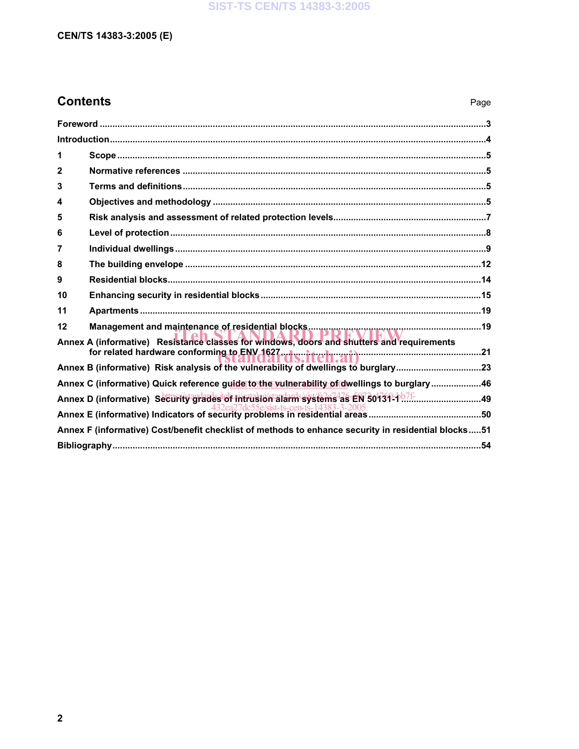# Contents

Page

Foreword ....................................................................................................................................................3

Introduction................................................................................................................................................4

1 Scope .............................................................................................................................................5

2 Normative references ..................................................................................................................5

3 Terms and definitions...................................................................................................................5

4 Objectives and methodology .......................................................................................................5

5 Risk analysis and assessment of related protection levels.......................................................7

6 Level of protection ........................................................................................................................8

7 Individual dwellings ......................................................................................................................9

8 The building envelope ................................................................................................................12

9 Residential blocks.......................................................................................................................14

10 Enhancing security in residential blocks ..................................................................................15

11 Apartments..................................................................................................................................19

12 Management and maintenance of residential blocks...............................................................19

Annex A (informative) Resistance classes for windows, doors and shutters and requirements for related hardware conforming to ENV 1627...........................................................................21

Annex B (informative) Risk analysis of the vulnerability of dwellings to burglary..................................23

Annex C (informative) Quick reference guide to the vulnerability of dwellings to burglary....................46

Annex D (informative) Security grades of intrusion alarm systems as EN 50131-1...............................49

Annex E (informative) Indicators of security problems in residential areas ............................................50

Annex F (informative) Cost/benefit checklist of methods to enhance security in residential blocks.....51

Bibliography..............................................................................................................................................54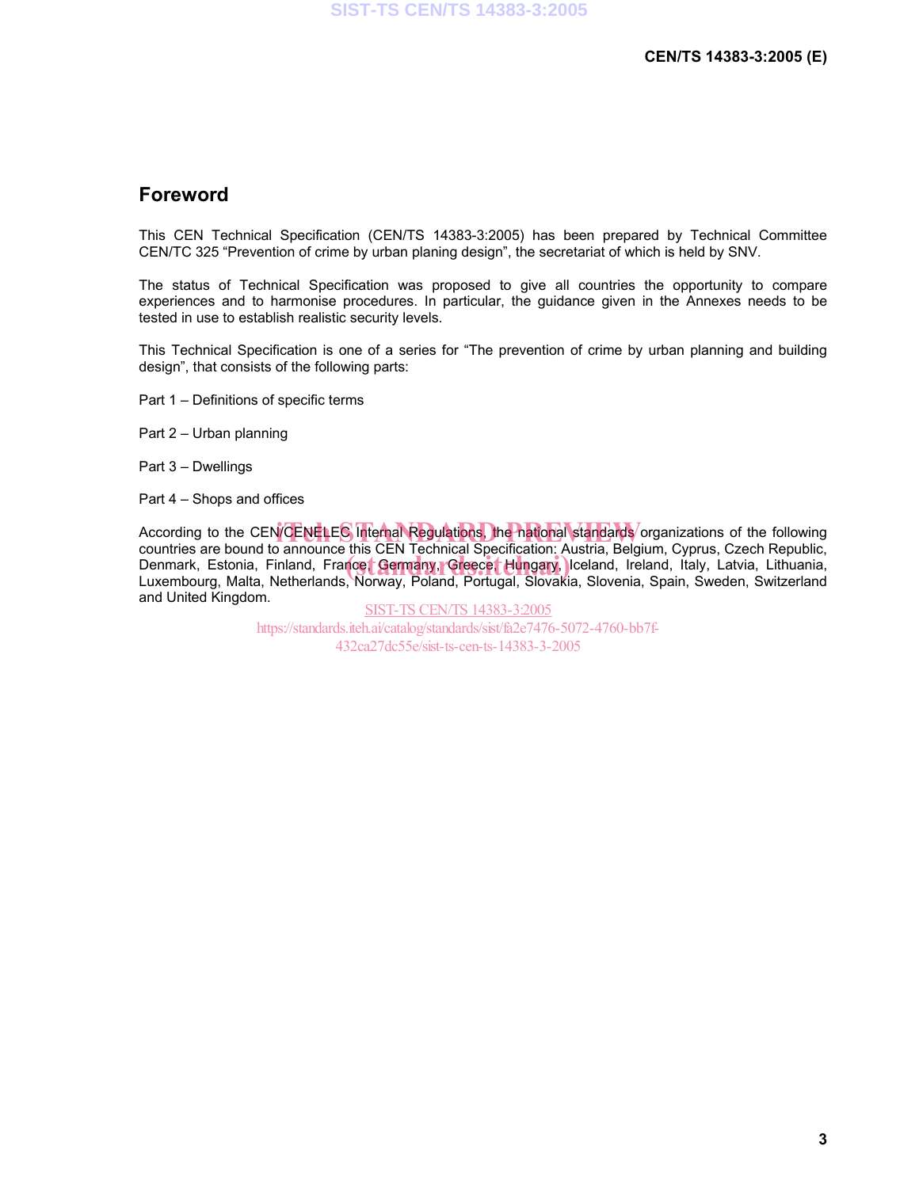## Foreword

This CEN Technical Specification (CEN/TS 14383-3:2005) has been prepared by Technical Committee CEN/TC 325 “Prevention of crime by urban planing design”, the secretariat of which is held by SNV.

The status of Technical Specification was proposed to give all countries the opportunity to compare experiences and to harmonise procedures. In particular, the guidance given in the Annexes needs to be tested in use to establish realistic security levels.

This Technical Specification is one of a series for “The prevention of crime by urban planning and building design”, that consists of the following parts:

Part 1 – Definitions of specific terms

Part 2 – Urban planning

Part 3 – Dwellings

Part 4 – Shops and offices

According to the CEN/CENELEC Internal Regulations, the national standards organizations of the following countries are bound to announce this CEN Technical Specification: Austria, Belgium, Cyprus, Czech Republic, Denmark, Estonia, Finland, France, Germany, Greece, Hungary, Iceland, Ireland, Italy, Latvia, Lithuania, Luxembourg, Malta, Netherlands, Norway, Poland, Portugal, Slovakia, Slovenia, Spain, Sweden, Switzerland and United Kingdom.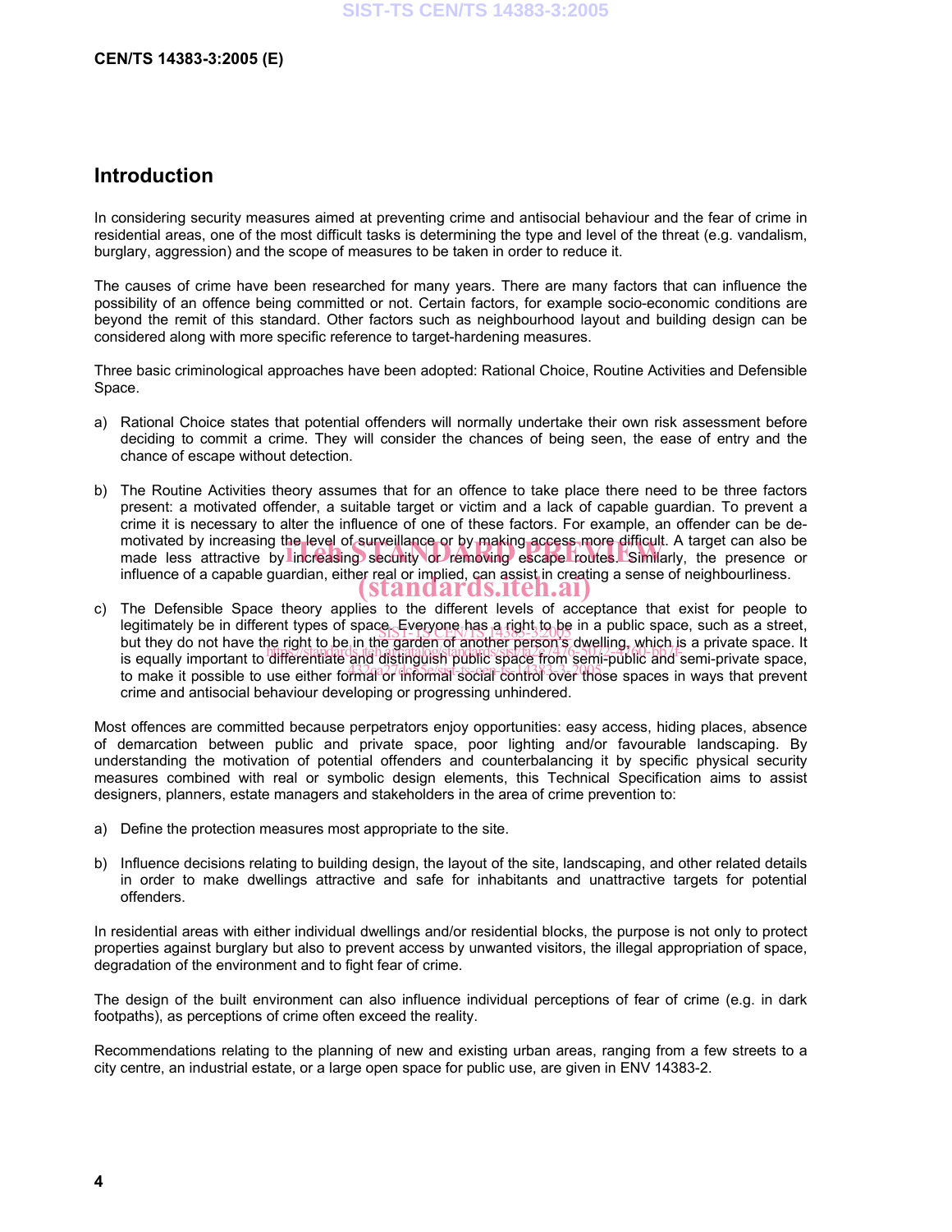## Introduction

In considering security measures aimed at preventing crime and antisocial behaviour and the fear of crime in residential areas, one of the most difficult tasks is determining the type and level of the threat (e.g. vandalism, burglary, aggression) and the scope of measures to be taken in order to reduce it.

The causes of crime have been researched for many years. There are many factors that can influence the possibility of an offence being committed or not. Certain factors, for example socio-economic conditions are beyond the remit of this standard. Other factors such as neighbourhood layout and building design can be considered along with more specific reference to target-hardening measures.

Three basic criminological approaches have been adopted: Rational Choice, Routine Activities and Defensible Space.

a) Rational Choice states that potential offenders will normally undertake their own risk assessment before deciding to commit a crime. They will consider the chances of being seen, the ease of entry and the chance of escape without detection.

b) The Routine Activities theory assumes that for an offence to take place there need to be three factors present: a motivated offender, a suitable target or victim and a lack of capable guardian. To prevent a crime it is necessary to alter the influence of one of these factors. For example, an offender can be de-motivated by increasing the level of surveillance or by making access more difficult. A target can also be made less attractive by increasing security or removing escape routes. Similarly, the presence or influence of a capable guardian, either real or implied, can assist in creating a sense of neighbourliness.

c) The Defensible Space theory applies to the different levels of acceptance that exist for people to legitimately be in different types of space. Everyone has a right to be in a public space, such as a street, but they do not have the right to be in the garden of another person's dwelling, which is a private space. It is equally important to differentiate and distinguish public space from semi-public and semi-private space, to make it possible to use either formal or informal social control over those spaces in ways that prevent crime and antisocial behaviour developing or progressing unhindered.

Most offences are committed because perpetrators enjoy opportunities: easy access, hiding places, absence of demarcation between public and private space, poor lighting and/or favourable landscaping. By understanding the motivation of potential offenders and counterbalancing it by specific physical security measures combined with real or symbolic design elements, this Technical Specification aims to assist designers, planners, estate managers and stakeholders in the area of crime prevention to:

a) Define the protection measures most appropriate to the site.

b) Influence decisions relating to building design, the layout of the site, landscaping, and other related details in order to make dwellings attractive and safe for inhabitants and unattractive targets for potential offenders.

In residential areas with either individual dwellings and/or residential blocks, the purpose is not only to protect properties against burglary but also to prevent access by unwanted visitors, the illegal appropriation of space, degradation of the environment and to fight fear of crime.

The design of the built environment can also influence individual perceptions of fear of crime (e.g. in dark footpaths), as perceptions of crime often exceed the reality.

Recommendations relating to the planning of new and existing urban areas, ranging from a few streets to a city centre, an industrial estate, or a large open space for public use, are given in ENV 14383-2.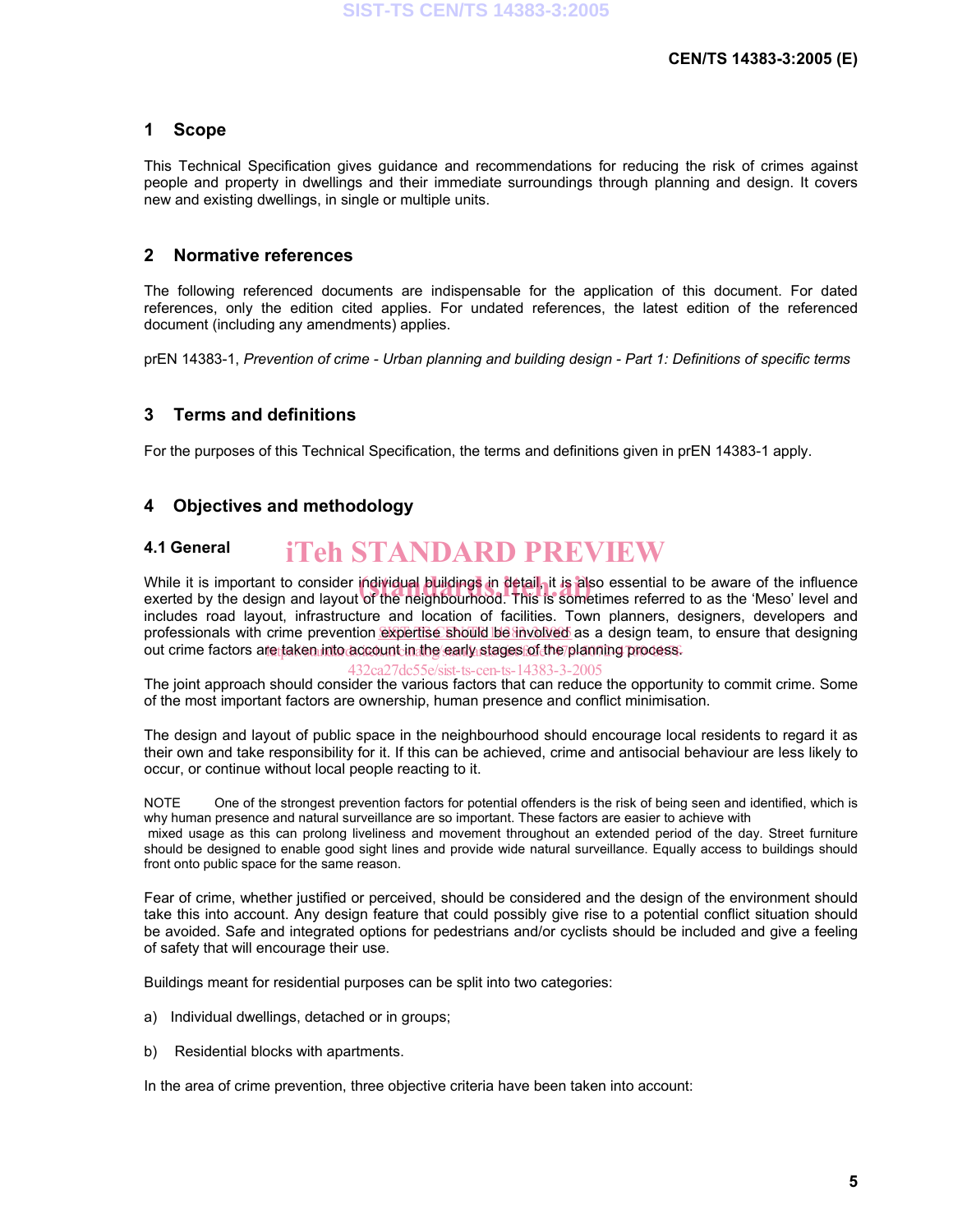## 1 Scope

This Technical Specification gives guidance and recommendations for reducing the risk of crimes against people and property in dwellings and their immediate surroundings through planning and design. It covers new and existing dwellings, in single or multiple units.

## 2 Normative references

The following referenced documents are indispensable for the application of this document. For dated references, only the edition cited applies. For undated references, the latest edition of the referenced document (including any amendments) applies.

prEN 14383-1, *Prevention of crime - Urban planning and building design - Part 1: Definitions of specific terms*

## 3 Terms and definitions

For the purposes of this Technical Specification, the terms and definitions given in prEN 14383-1 apply.

## 4 Objectives and methodology

### 4.1 General

While it is important to consider individual buildings in detail, it is also essential to be aware of the influence exerted by the design and layout of the neighbourhood. This is sometimes referred to as the 'Meso' level and includes road layout, infrastructure and location of facilities. Town planners, designers, developers and professionals with crime prevention expertise should be involved as a design team, to ensure that designing out crime factors are taken into account in the early stages of the planning process.

The joint approach should consider the various factors that can reduce the opportunity to commit crime. Some of the most important factors are ownership, human presence and conflict minimisation.

The design and layout of public space in the neighbourhood should encourage local residents to regard it as their own and take responsibility for it. If this can be achieved, crime and antisocial behaviour are less likely to occur, or continue without local people reacting to it.

NOTE One of the strongest prevention factors for potential offenders is the risk of being seen and identified, which is why human presence and natural surveillance are so important. These factors are easier to achieve with mixed usage as this can prolong liveliness and movement throughout an extended period of the day. Street furniture should be designed to enable good sight lines and provide wide natural surveillance. Equally access to buildings should front onto public space for the same reason.

Fear of crime, whether justified or perceived, should be considered and the design of the environment should take this into account. Any design feature that could possibly give rise to a potential conflict situation should be avoided. Safe and integrated options for pedestrians and/or cyclists should be included and give a feeling of safety that will encourage their use.

Buildings meant for residential purposes can be split into two categories:

a) Individual dwellings, detached or in groups;

b) Residential blocks with apartments.

In the area of crime prevention, three objective criteria have been taken into account: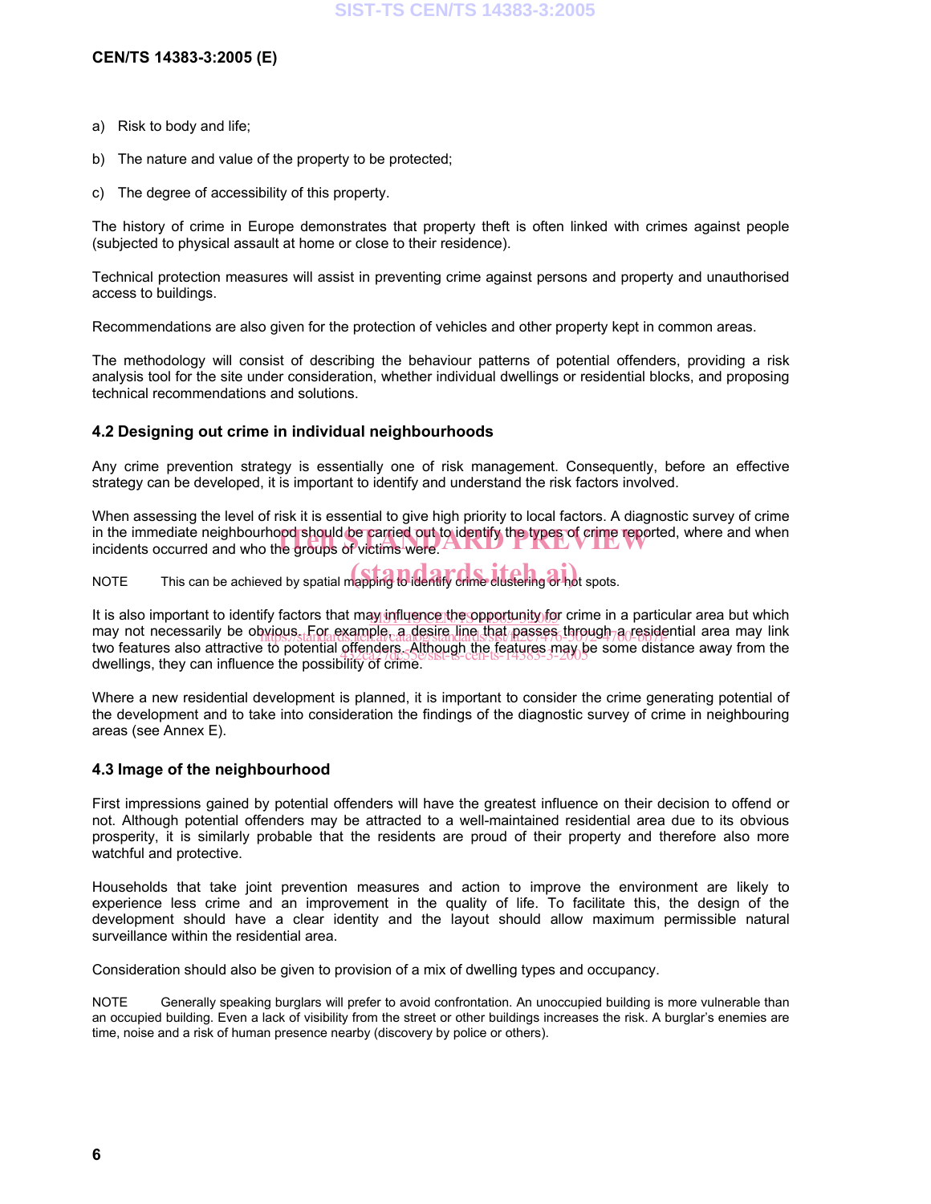a) Risk to body and life;

b) The nature and value of the property to be protected;

c) The degree of accessibility of this property.

The history of crime in Europe demonstrates that property theft is often linked with crimes against people (subjected to physical assault at home or close to their residence).

Technical protection measures will assist in preventing crime against persons and property and unauthorised access to buildings.

Recommendations are also given for the protection of vehicles and other property kept in common areas.

The methodology will consist of describing the behaviour patterns of potential offenders, providing a risk analysis tool for the site under consideration, whether individual dwellings or residential blocks, and proposing technical recommendations and solutions.

## 4.2 Designing out crime in individual neighbourhoods

Any crime prevention strategy is essentially one of risk management. Consequently, before an effective strategy can be developed, it is important to identify and understand the risk factors involved.

When assessing the level of risk it is essential to give high priority to local factors. A diagnostic survey of crime in the immediate neighbourhood should be carried out to identify the types of crime reported, where and when incidents occurred and who the groups of victims were.

NOTE This can be achieved by spatial mapping to identify crime clustering or hot spots.

It is also important to identify factors that may influence the opportunity for crime in a particular area but which may not necessarily be obvious. For example, a desire line that passes through a residential area may link two features also attractive to potential offenders. Although the features may be some distance away from the dwellings, they can influence the possibility of crime.

Where a new residential development is planned, it is important to consider the crime generating potential of the development and to take into consideration the findings of the diagnostic survey of crime in neighbouring areas (see Annex E).

## 4.3 Image of the neighbourhood

First impressions gained by potential offenders will have the greatest influence on their decision to offend or not. Although potential offenders may be attracted to a well-maintained residential area due to its obvious prosperity, it is similarly probable that the residents are proud of their property and therefore also more watchful and protective.

Households that take joint prevention measures and action to improve the environment are likely to experience less crime and an improvement in the quality of life. To facilitate this, the design of the development should have a clear identity and the layout should allow maximum permissible natural surveillance within the residential area.

Consideration should also be given to provision of a mix of dwelling types and occupancy.

NOTE Generally speaking burglars will prefer to avoid confrontation. An unoccupied building is more vulnerable than an occupied building. Even a lack of visibility from the street or other buildings increases the risk. A burglar's enemies are time, noise and a risk of human presence nearby (discovery by police or others).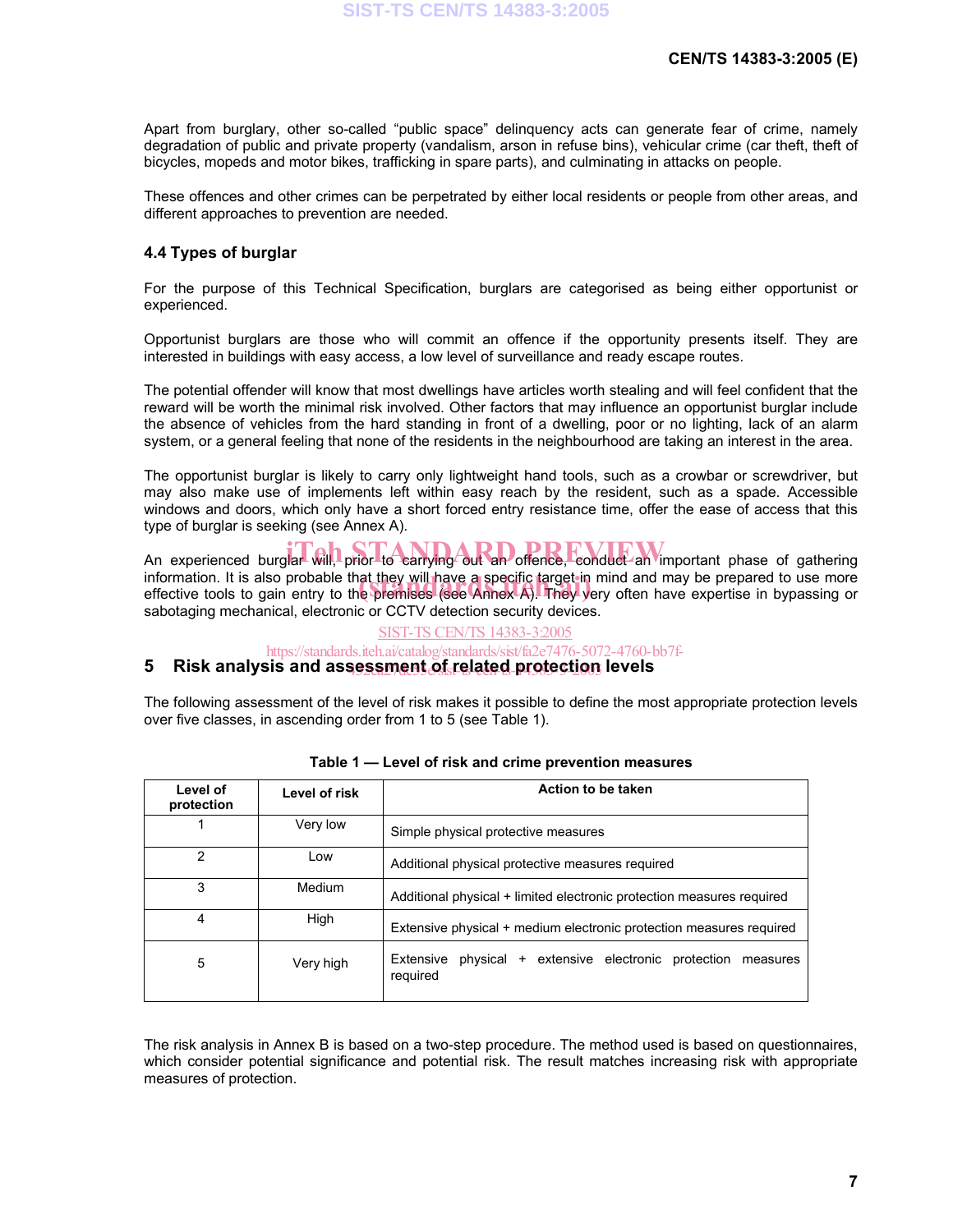Apart from burglary, other so-called “public space” delinquency acts can generate fear of crime, namely degradation of public and private property (vandalism, arson in refuse bins), vehicular crime (car theft, theft of bicycles, mopeds and motor bikes, trafficking in spare parts), and culminating in attacks on people.

These offences and other crimes can be perpetrated by either local residents or people from other areas, and different approaches to prevention are needed.

### 4.4 Types of burglar

For the purpose of this Technical Specification, burglars are categorised as being either opportunist or experienced.

Opportunist burglars are those who will commit an offence if the opportunity presents itself. They are interested in buildings with easy access, a low level of surveillance and ready escape routes.

The potential offender will know that most dwellings have articles worth stealing and will feel confident that the reward will be worth the minimal risk involved. Other factors that may influence an opportunist burglar include the absence of vehicles from the hard standing in front of a dwelling, poor or no lighting, lack of an alarm system, or a general feeling that none of the residents in the neighbourhood are taking an interest in the area.

The opportunist burglar is likely to carry only lightweight hand tools, such as a crowbar or screwdriver, but may also make use of implements left within easy reach by the resident, such as a spade. Accessible windows and doors, which only have a short forced entry resistance time, offer the ease of access that this type of burglar is seeking (see Annex A).

An experienced burglar will, prior to carrying out an offence, conduct an important phase of gathering information. It is also probable that they will have a specific target in mind and may be prepared to use more effective tools to gain entry to the premises (see Annex A). They very often have expertise in bypassing or sabotaging mechanical, electronic or CCTV detection security devices.

## 5 Risk analysis and assessment of related protection levels

The following assessment of the level of risk makes it possible to define the most appropriate protection levels over five classes, in ascending order from 1 to 5 (see Table 1).

**Table 1 — Level of risk and crime prevention measures**

| Level of protection | Level of risk | Action to be taken |
|---|---|---|
| 1 | Very low | Simple physical protective measures |
| 2 | Low | Additional physical protective measures required |
| 3 | Medium | Additional physical + limited electronic protection measures required |
| 4 | High | Extensive physical + medium electronic protection measures required |
| 5 | Very high | Extensive physical + extensive electronic protection measures required |

The risk analysis in Annex B is based on a two-step procedure. The method used is based on questionnaires, which consider potential significance and potential risk. The result matches increasing risk with appropriate measures of protection.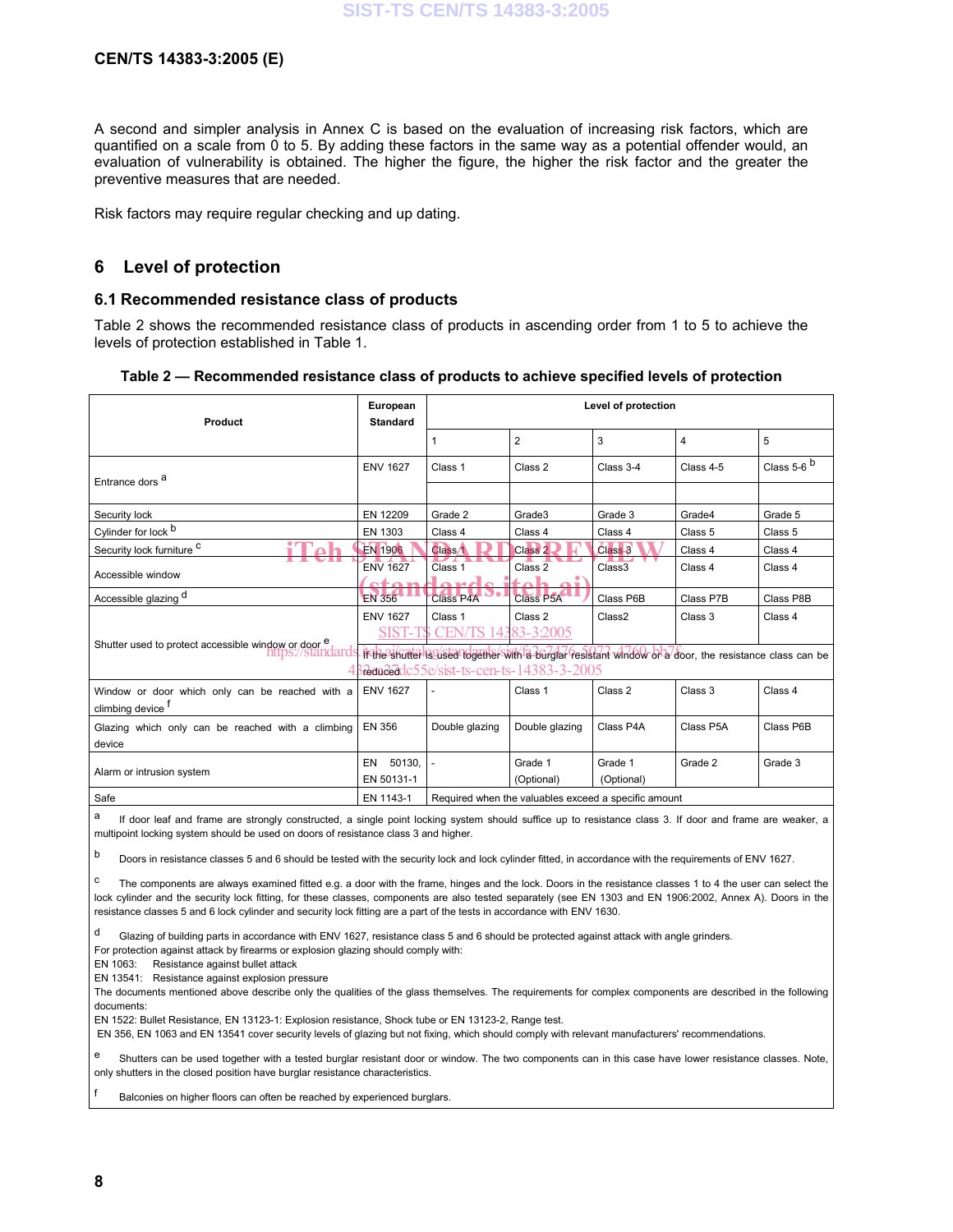A second and simpler analysis in Annex C is based on the evaluation of increasing risk factors, which are quantified on a scale from 0 to 5. By adding these factors in the same way as a potential offender would, an evaluation of vulnerability is obtained. The higher the figure, the higher the risk factor and the greater the preventive measures that are needed.

Risk factors may require regular checking and up dating.

## 6 Level of protection

### 6.1 Recommended resistance class of products

Table 2 shows the recommended resistance class of products in ascending order from 1 to 5 to achieve the levels of protection established in Table 1.

**Table 2 — Recommended resistance class of products to achieve specified levels of protection**

| Product | European Standard | Level of protection | | | | |
|---|---|---|---|---|---|---|
| | | 1 | 2 | 3 | 4 | 5 |
| Entrance dors [a] | ENV 1627 | Class 1 | Class 2 | Class 3-4 | Class 4-5 | Class 5-6 [b] |
| Security lock | EN 12209 | Grade 2 | Grade3 | Grade 3 | Grade4 | Grade 5 |
| Cylinder for lock [b] | EN 1303 | Class 4 | Class 4 | Class 4 | Class 5 | Class 5 |
| Security lock furniture [c] | EN 1906 | Class 1 | Class 2 | Class 3 | Class 4 | Class 4 |
| Accessible window | ENV 1627 | Class 1 | Class 2 | Class3 | Class 4 | Class 4 |
| Accessible glazing [d] | EN 356 | Class P4A | Class P5A | Class P6B | Class P7B | Class P8B |
| Shutter used to protect accessible window or door [e] | ENV 1627 | Class 1 | Class 2 | Class2 | Class 3 | Class 4 |
| | | If the shutter is used together with a burglar resistant window or a door, the resistance class can be reduced | | | | |
| Window or door which can only be reached with a climbing device [f] | ENV 1627 | - | Class 1 | Class 2 | Class 3 | Class 4 |
| Glazing which can only be reached with a climbing device | EN 356 | Double glazing | Double glazing | Class P4A | Class P5A | Class P6B |
| Alarm or intrusion system | EN 50130, EN 50131-1 | - | Grade 1 (Optional) | Grade 1 (Optional) | Grade 2 | Grade 3 |
| Safe | EN 1143-1 | Required when the valuables exceed a specific amount | | | | |

[a] If door leaf and frame are strongly constructed, a single point locking system should suffice up to resistance class 3. If door and frame are weaker, a multipoint locking system should be used on doors of resistance class 3 and higher.

[b] Doors in resistance classes 5 and 6 should be tested with the security lock and lock cylinder fitted, in accordance with the requirements of ENV 1627.

[c] The components are always examined fitted e.g. a door with the frame, hinges and the lock. Doors in the resistance classes 1 to 4 the user can select the lock cylinder and the security lock fitting, for these classes, components are also tested separately (see EN 1303 and EN 1906:2002, Annex A). Doors in the resistance classes 5 and 6 lock cylinder and security lock fitting are a part of the tests in accordance with ENV 1630.

[d] Glazing of building parts in accordance with ENV 1627, resistance class 5 and 6 should be protected against attack with angle grinders.
For protection against attack by firearms or explosion glazing should comply with:
EN 1063: Resistance against bullet attack
EN 13541: Resistance against explosion pressure
The documents mentioned above describe only the qualities of the glass themselves. The requirements for complex components are described in the following documents:
EN 1522: Bullet Resistance, EN 13123-1: Explosion resistance, Shock tube or EN 13123-2, Range test.
EN 356, EN 1063 and EN 13541 cover security levels of glazing but not fixing, which should comply with relevant manufacturers' recommendations.

[e] Shutters can be used together with a tested burglar resistant door or window. The two components can in this case have lower resistance classes. Note, only shutters in the closed position have burglar resistance characteristics.

[f] Balconies on higher floors can often be reached by experienced burglars.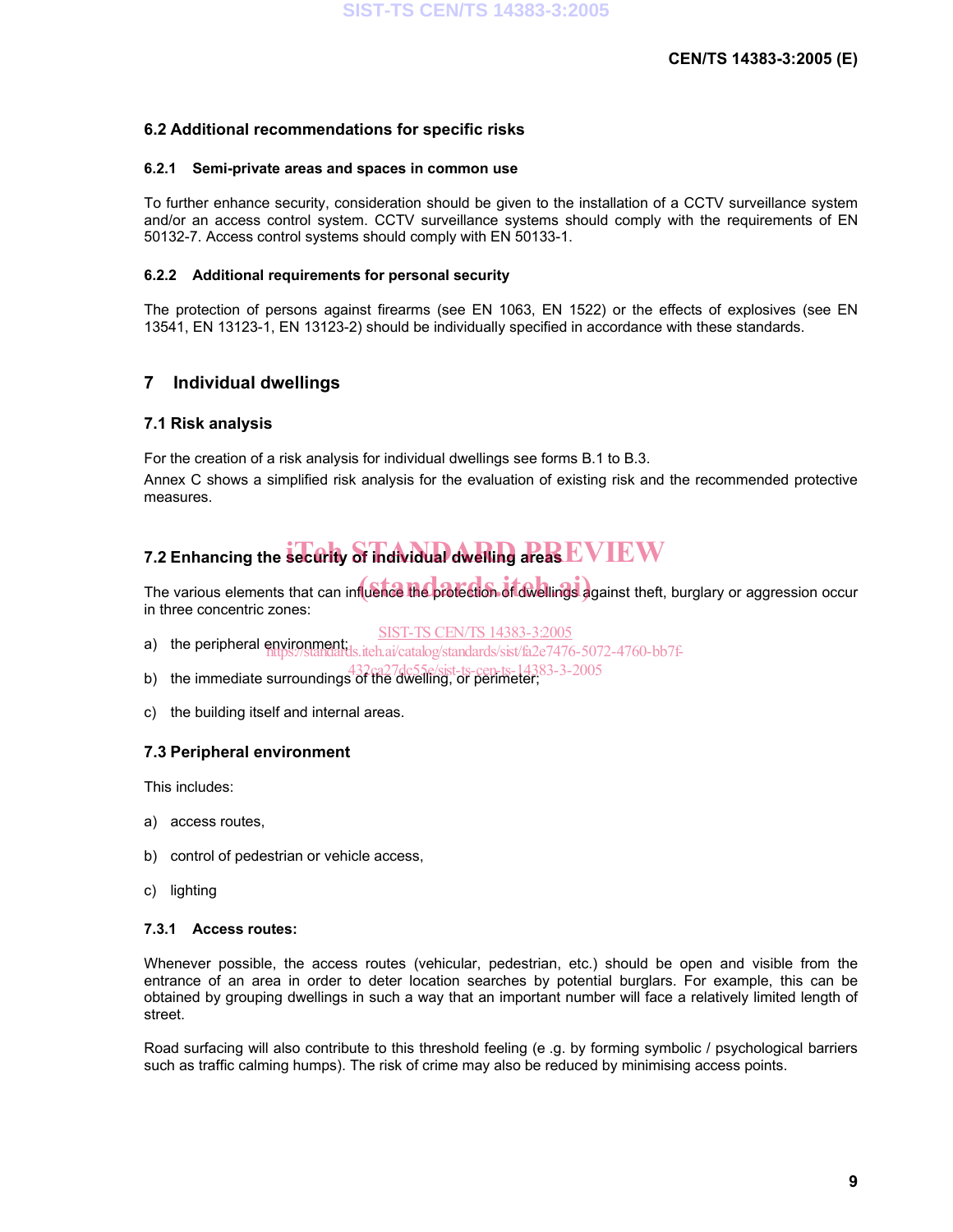### 6.2 Additional recommendations for specific risks

#### 6.2.1 Semi-private areas and spaces in common use

To further enhance security, consideration should be given to the installation of a CCTV surveillance system and/or an access control system. CCTV surveillance systems should comply with the requirements of EN 50132-7. Access control systems should comply with EN 50133-1.

#### 6.2.2 Additional requirements for personal security

The protection of persons against firearms (see EN 1063, EN 1522) or the effects of explosives (see EN 13541, EN 13123-1, EN 13123-2) should be individually specified in accordance with these standards.

## 7 Individual dwellings

### 7.1 Risk analysis

For the creation of a risk analysis for individual dwellings see forms B.1 to B.3.

Annex C shows a simplified risk analysis for the evaluation of existing risk and the recommended protective measures.

### 7.2 Enhancing the security of individual dwelling areas

The various elements that can influence the protection of dwellings against theft, burglary or aggression occur in three concentric zones:

a) the peripheral environment;

b) the immediate surroundings of the dwelling, or perimeter;

c) the building itself and internal areas.

### 7.3 Peripheral environment

This includes:

a) access routes,

b) control of pedestrian or vehicle access,

c) lighting

#### 7.3.1 Access routes:

Whenever possible, the access routes (vehicular, pedestrian, etc.) should be open and visible from the entrance of an area in order to deter location searches by potential burglars. For example, this can be obtained by grouping dwellings in such a way that an important number will face a relatively limited length of street.

Road surfacing will also contribute to this threshold feeling (e .g. by forming symbolic / psychological barriers such as traffic calming humps). The risk of crime may also be reduced by minimising access points.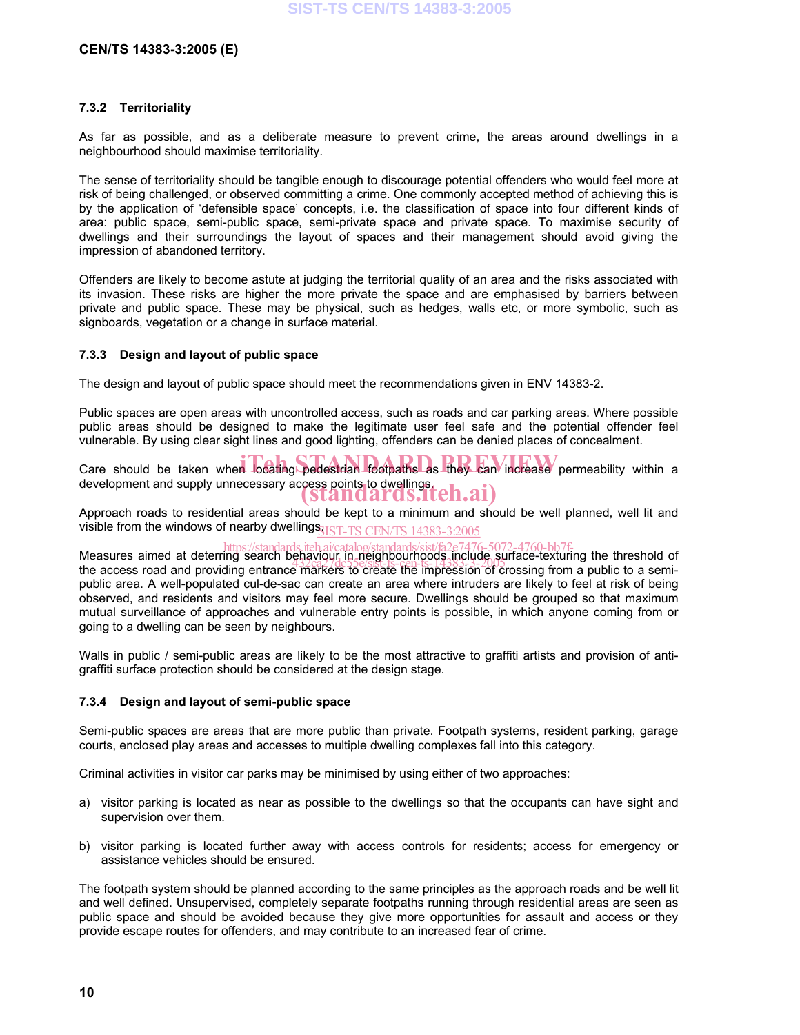### 7.3.2 Territoriality

As far as possible, and as a deliberate measure to prevent crime, the areas around dwellings in a neighbourhood should maximise territoriality.

The sense of territoriality should be tangible enough to discourage potential offenders who would feel more at risk of being challenged, or observed committing a crime. One commonly accepted method of achieving this is by the application of 'defensible space' concepts, i.e. the classification of space into four different kinds of area: public space, semi-public space, semi-private space and private space. To maximise security of dwellings and their surroundings the layout of spaces and their management should avoid giving the impression of abandoned territory.

Offenders are likely to become astute at judging the territorial quality of an area and the risks associated with its invasion. These risks are higher the more private the space and are emphasised by barriers between private and public space. These may be physical, such as hedges, walls etc, or more symbolic, such as signboards, vegetation or a change in surface material.

### 7.3.3 Design and layout of public space

The design and layout of public space should meet the recommendations given in ENV 14383-2.

Public spaces are open areas with uncontrolled access, such as roads and car parking areas. Where possible public areas should be designed to make the legitimate user feel safe and the potential offender feel vulnerable. By using clear sight lines and good lighting, offenders can be denied places of concealment.

Care should be taken when locating pedestrian footpaths as they can increase permeability within a development and supply unnecessary access points to dwellings.

Approach roads to residential areas should be kept to a minimum and should be well planned, well lit and visible from the windows of nearby dwellings.

Measures aimed at deterring search behaviour in neighbourhoods include surface-texturing the threshold of the access road and providing entrance markers to create the impression of crossing from a public to a semi-public area. A well-populated cul-de-sac can create an area where intruders are likely to feel at risk of being observed, and residents and visitors may feel more secure. Dwellings should be grouped so that maximum mutual surveillance of approaches and vulnerable entry points is possible, in which anyone coming from or going to a dwelling can be seen by neighbours.

Walls in public / semi-public areas are likely to be the most attractive to graffiti artists and provision of anti-graffiti surface protection should be considered at the design stage.

### 7.3.4 Design and layout of semi-public space

Semi-public spaces are areas that are more public than private. Footpath systems, resident parking, garage courts, enclosed play areas and accesses to multiple dwelling complexes fall into this category.

Criminal activities in visitor car parks may be minimised by using either of two approaches:

a) visitor parking is located as near as possible to the dwellings so that the occupants can have sight and supervision over them.

b) visitor parking is located further away with access controls for residents; access for emergency or assistance vehicles should be ensured.

The footpath system should be planned according to the same principles as the approach roads and be well lit and well defined. Unsupervised, completely separate footpaths running through residential areas are seen as public space and should be avoided because they give more opportunities for assault and access or they provide escape routes for offenders, and may contribute to an increased fear of crime.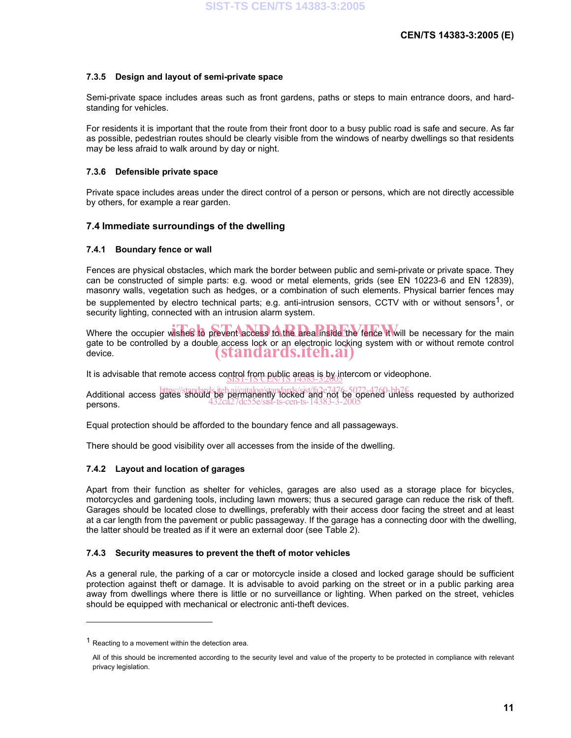#### 7.3.5 Design and layout of semi-private space

Semi-private space includes areas such as front gardens, paths or steps to main entrance doors, and hard-standing for vehicles.

For residents it is important that the route from their front door to a busy public road is safe and secure. As far as possible, pedestrian routes should be clearly visible from the windows of nearby dwellings so that residents may be less afraid to walk around by day or night.

#### 7.3.6 Defensible private space

Private space includes areas under the direct control of a person or persons, which are not directly accessible by others, for example a rear garden.

### 7.4 Immediate surroundings of the dwelling

#### 7.4.1 Boundary fence or wall

Fences are physical obstacles, which mark the border between public and semi-private or private space. They can be constructed of simple parts: e.g. wood or metal elements, grids (see EN 10223-6 and EN 12839), masonry walls, vegetation such as hedges, or a combination of such elements. Physical barrier fences may be supplemented by electro technical parts; e.g. anti-intrusion sensors, CCTV with or without sensors[1], or security lighting, connected with an intrusion alarm system.

Where the occupier wishes to prevent access to the area inside the fence it will be necessary for the main gate to be controlled by a double access lock or an electronic locking system with or without remote control device.

It is advisable that remote access control from public areas is by intercom or videophone.

Additional access gates should be permanently locked and not be opened unless requested by authorized persons.

Equal protection should be afforded to the boundary fence and all passageways.

There should be good visibility over all accesses from the inside of the dwelling.

#### 7.4.2 Layout and location of garages

Apart from their function as shelter for vehicles, garages are also used as a storage place for bicycles, motorcycles and gardening tools, including lawn mowers; thus a secured garage can reduce the risk of theft. Garages should be located close to dwellings, preferably with their access door facing the street and at least at a car length from the pavement or public passageway. If the garage has a connecting door with the dwelling, the latter should be treated as if it were an external door (see Table 2).

#### 7.4.3 Security measures to prevent the theft of motor vehicles

As a general rule, the parking of a car or motorcycle inside a closed and locked garage should be sufficient protection against theft or damage. It is advisable to avoid parking on the street or in a public parking area away from dwellings where there is little or no surveillance or lighting. When parked on the street, vehicles should be equipped with mechanical or electronic anti-theft devices.

---

[1] Reacting to a movement within the detection area.

All of this should be incremented according to the security level and value of the property to be protected in compliance with relevant privacy legislation.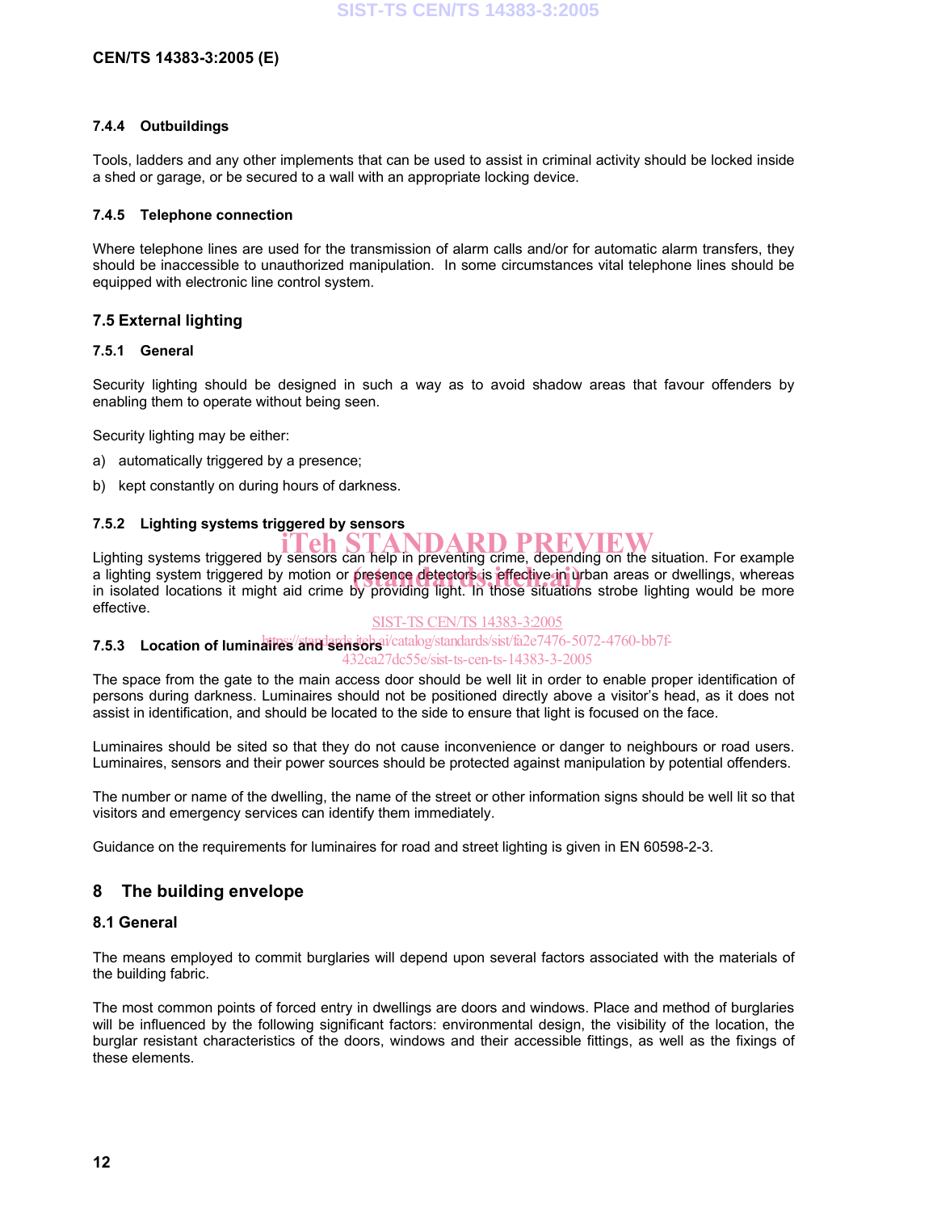#### 7.4.4 Outbuildings

Tools, ladders and any other implements that can be used to assist in criminal activity should be locked inside a shed or garage, or be secured to a wall with an appropriate locking device.

#### 7.4.5 Telephone connection

Where telephone lines are used for the transmission of alarm calls and/or for automatic alarm transfers, they should be inaccessible to unauthorized manipulation. In some circumstances vital telephone lines should be equipped with electronic line control system.

### 7.5 External lighting

#### 7.5.1 General

Security lighting should be designed in such a way as to avoid shadow areas that favour offenders by enabling them to operate without being seen.

Security lighting may be either:

a) automatically triggered by a presence;

b) kept constantly on during hours of darkness.

#### 7.5.2 Lighting systems triggered by sensors

Lighting systems triggered by sensors can help in preventing crime, depending on the situation. For example a lighting system triggered by motion or presence detectors is effective in urban areas or dwellings, whereas in isolated locations it might aid crime by providing light. In those situations strobe lighting would be more effective.

#### 7.5.3 Location of luminaires and sensors

The space from the gate to the main access door should be well lit in order to enable proper identification of persons during darkness. Luminaires should not be positioned directly above a visitor's head, as it does not assist in identification, and should be located to the side to ensure that light is focused on the face.

Luminaires should be sited so that they do not cause inconvenience or danger to neighbours or road users. Luminaires, sensors and their power sources should be protected against manipulation by potential offenders.

The number or name of the dwelling, the name of the street or other information signs should be well lit so that visitors and emergency services can identify them immediately.

Guidance on the requirements for luminaires for road and street lighting is given in EN 60598-2-3.

## 8 The building envelope

### 8.1 General

The means employed to commit burglaries will depend upon several factors associated with the materials of the building fabric.

The most common points of forced entry in dwellings are doors and windows. Place and method of burglaries will be influenced by the following significant factors: environmental design, the visibility of the location, the burglar resistant characteristics of the doors, windows and their accessible fittings, as well as the fixings of these elements.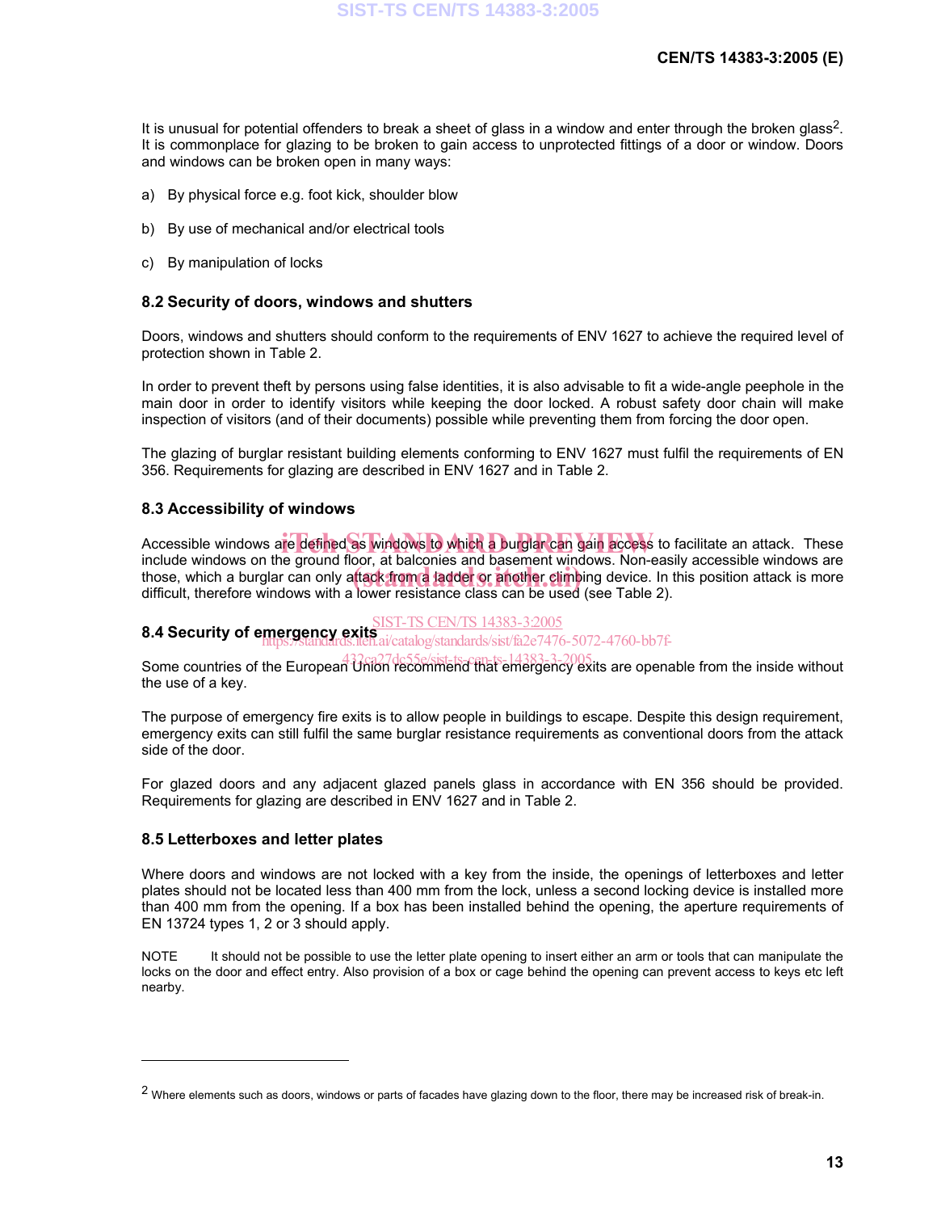It is unusual for potential offenders to break a sheet of glass in a window and enter through the broken glass[2]. It is commonplace for glazing to be broken to gain access to unprotected fittings of a door or window. Doors and windows can be broken open in many ways:

a) By physical force e.g. foot kick, shoulder blow

b) By use of mechanical and/or electrical tools

c) By manipulation of locks

### 8.2 Security of doors, windows and shutters

Doors, windows and shutters should conform to the requirements of ENV 1627 to achieve the required level of protection shown in Table 2.

In order to prevent theft by persons using false identities, it is also advisable to fit a wide-angle peephole in the main door in order to identify visitors while keeping the door locked. A robust safety door chain will make inspection of visitors (and of their documents) possible while preventing them from forcing the door open.

The glazing of burglar resistant building elements conforming to ENV 1627 must fulfil the requirements of EN 356. Requirements for glazing are described in ENV 1627 and in Table 2.

### 8.3 Accessibility of windows

Accessible windows are defined as windows to which a burglar can gain access to facilitate an attack. These include windows on the ground floor, at balconies and basement windows. Non-easily accessible windows are those, which a burglar can only attack from a ladder or another climbing device. In this position attack is more difficult, therefore windows with a lower resistance class can be used (see Table 2).

### 8.4 Security of emergency exits

Some countries of the European Union recommend that emergency exits are openable from the inside without the use of a key.

The purpose of emergency fire exits is to allow people in buildings to escape. Despite this design requirement, emergency exits can still fulfil the same burglar resistance requirements as conventional doors from the attack side of the door.

For glazed doors and any adjacent glazed panels glass in accordance with EN 356 should be provided. Requirements for glazing are described in ENV 1627 and in Table 2.

### 8.5 Letterboxes and letter plates

Where doors and windows are not locked with a key from the inside, the openings of letterboxes and letter plates should not be located less than 400 mm from the lock, unless a second locking device is installed more than 400 mm from the opening. If a box has been installed behind the opening, the aperture requirements of EN 13724 types 1, 2 or 3 should apply.

NOTE It should not be possible to use the letter plate opening to insert either an arm or tools that can manipulate the locks on the door and effect entry. Also provision of a box or cage behind the opening can prevent access to keys etc left nearby.

---

[2] Where elements such as doors, windows or parts of facades have glazing down to the floor, there may be increased risk of break-in.